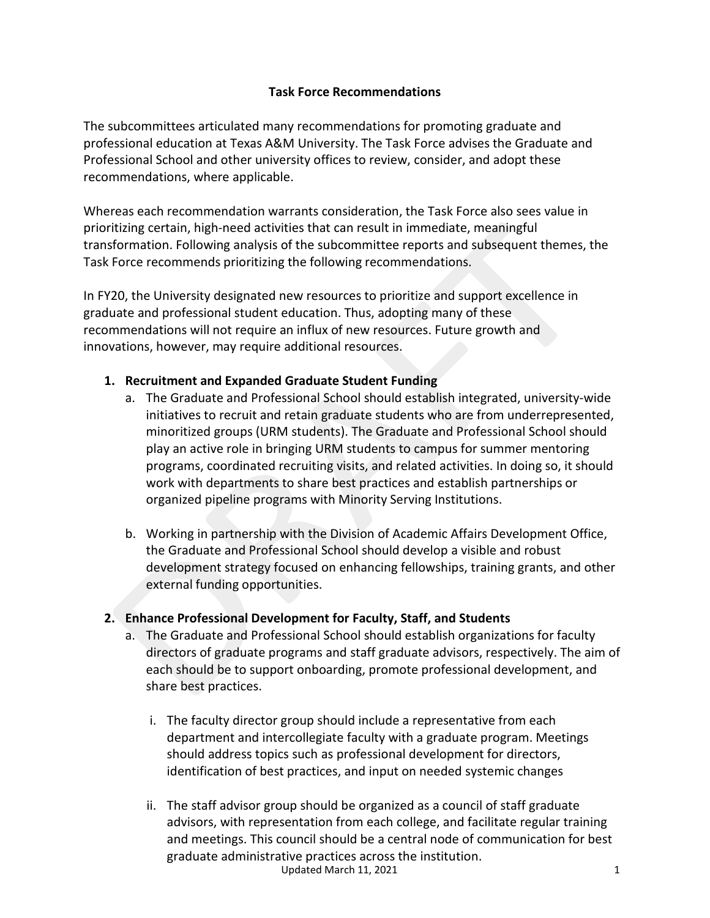# Task Force Recommendations

The subcommittees articulated many recommendations for promoting graduate and professional education at Texas A&M University. The Task Force advises the Graduate and Professional School and other university offices to review, consider, and adopt these recommendations, where applicable.

Whereas each recommendation warrants consideration, the Task Force also sees value in prioritizing certain, high-need activities that can result in immediate, meaningful transformation. Following analysis of the subcommittee reports and subsequent themes, the Task Force recommends prioritizing the following recommendations.

In FY20, the University designated new resources to prioritize and support excellence in graduate and professional student education. Thus, adopting many of these recommendations will not require an influx of new resources. Future growth and innovations, however, may require additional resources.

1. **Recruitment and Expanded Graduate Student Funding**
   a. The Graduate and Professional School should establish integrated, university-wide initiatives to recruit and retain graduate students who are from underrepresented, minoritized groups (URM students). The Graduate and Professional School should play an active role in bringing URM students to campus for summer mentoring programs, coordinated recruiting visits, and related activities. In doing so, it should work with departments to share best practices and establish partnerships or organized pipeline programs with Minority Serving Institutions.

   b. Working in partnership with the Division of Academic Affairs Development Office, the Graduate and Professional School should develop a visible and robust development strategy focused on enhancing fellowships, training grants, and other external funding opportunities.

2. **Enhance Professional Development for Faculty, Staff, and Students**
   a. The Graduate and Professional School should establish organizations for faculty directors of graduate programs and staff graduate advisors, respectively. The aim of each should be to support onboarding, promote professional development, and share best practices.

      i. The faculty director group should include a representative from each department and intercollegiate faculty with a graduate program. Meetings should address topics such as professional development for directors, identification of best practices, and input on needed systemic changes

      ii. The staff advisor group should be organized as a council of staff graduate advisors, with representation from each college, and facilitate regular training and meetings. This council should be a central node of communication for best graduate administrative practices across the institution.

Updated March 11, 2021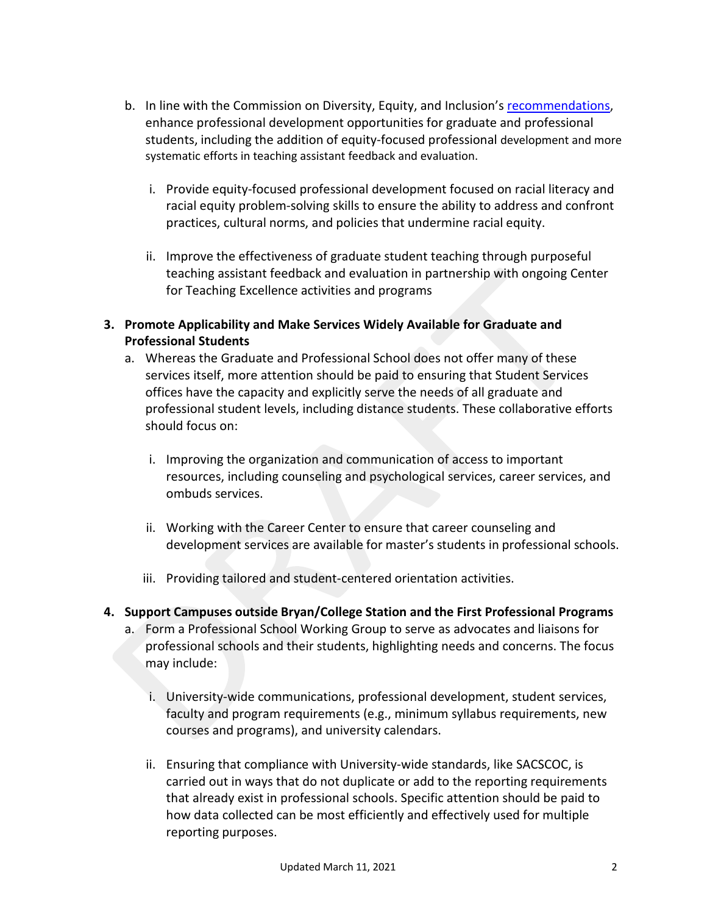b. In line with the Commission on Diversity, Equity, and Inclusion's [recommendations](), enhance professional development opportunities for graduate and professional students, including the addition of equity-focused professional development and more systematic efforts in teaching assistant feedback and evaluation.

   i. Provide equity-focused professional development focused on racial literacy and racial equity problem-solving skills to ensure the ability to address and confront practices, cultural norms, and policies that undermine racial equity.

   ii. Improve the effectiveness of graduate student teaching through purposeful teaching assistant feedback and evaluation in partnership with ongoing Center for Teaching Excellence activities and programs

**3. Promote Applicability and Make Services Widely Available for Graduate and Professional Students**

a. Whereas the Graduate and Professional School does not offer many of these services itself, more attention should be paid to ensuring that Student Services offices have the capacity and explicitly serve the needs of all graduate and professional student levels, including distance students. These collaborative efforts should focus on:

   i. Improving the organization and communication of access to important resources, including counseling and psychological services, career services, and ombuds services.

   ii. Working with the Career Center to ensure that career counseling and development services are available for master's students in professional schools.

   iii. Providing tailored and student-centered orientation activities.

**4. Support Campuses outside Bryan/College Station and the First Professional Programs**

a. Form a Professional School Working Group to serve as advocates and liaisons for professional schools and their students, highlighting needs and concerns. The focus may include:

   i. University-wide communications, professional development, student services, faculty and program requirements (e.g., minimum syllabus requirements, new courses and programs), and university calendars.

   ii. Ensuring that compliance with University-wide standards, like SACSCOC, is carried out in ways that do not duplicate or add to the reporting requirements that already exist in professional schools. Specific attention should be paid to how data collected can be most efficiently and effectively used for multiple reporting purposes.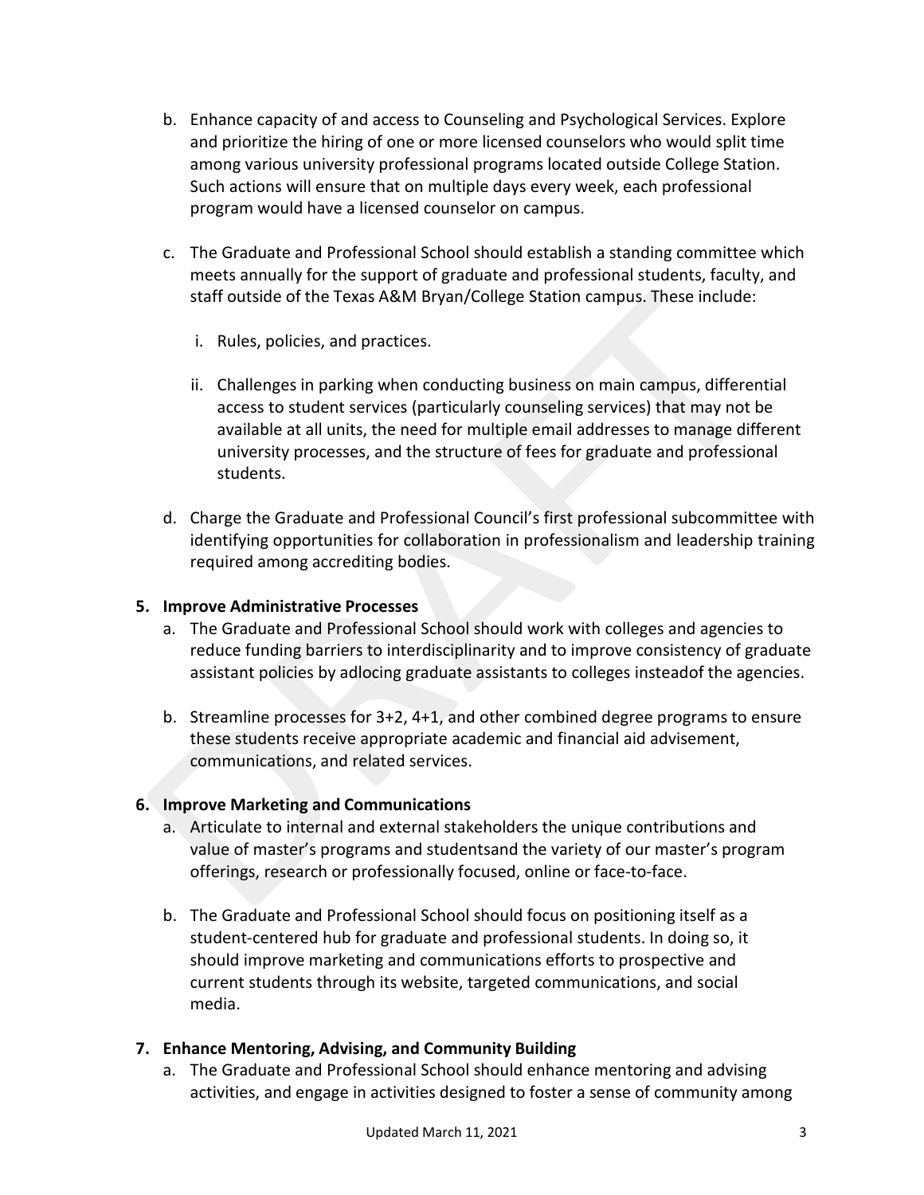b. Enhance capacity of and access to Counseling and Psychological Services. Explore and prioritize the hiring of one or more licensed counselors who would split time among various university professional programs located outside College Station. Such actions will ensure that on multiple days every week, each professional program would have a licensed counselor on campus.

c. The Graduate and Professional School should establish a standing committee which meets annually for the support of graduate and professional students, faculty, and staff outside of the Texas A&M Bryan/College Station campus. These include:

   i. Rules, policies, and practices.

   ii. Challenges in parking when conducting business on main campus, differential access to student services (particularly counseling services) that may not be available at all units, the need for multiple email addresses to manage different university processes, and the structure of fees for graduate and professional students.

d. Charge the Graduate and Professional Council's first professional subcommittee with identifying opportunities for collaboration in professionalism and leadership training required among accrediting bodies.

**5. Improve Administrative Processes**

a. The Graduate and Professional School should work with colleges and agencies to reduce funding barriers to interdisciplinarity and to improve consistency of graduate assistant policies by adlocing graduate assistants to colleges insteadof the agencies.

b. Streamline processes for 3+2, 4+1, and other combined degree programs to ensure these students receive appropriate academic and financial aid advisement, communications, and related services.

**6. Improve Marketing and Communications**

a. Articulate to internal and external stakeholders the unique contributions and value of master's programs and studentsand the variety of our master's program offerings, research or professionally focused, online or face-to-face.

b. The Graduate and Professional School should focus on positioning itself as a student-centered hub for graduate and professional students. In doing so, it should improve marketing and communications efforts to prospective and current students through its website, targeted communications, and social media.

**7. Enhance Mentoring, Advising, and Community Building**

a. The Graduate and Professional School should enhance mentoring and advising activities, and engage in activities designed to foster a sense of community among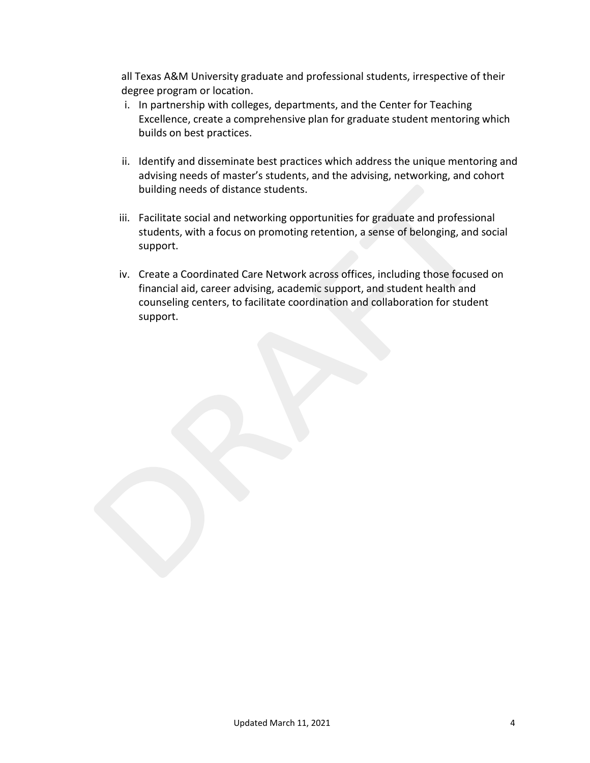all Texas A&M University graduate and professional students, irrespective of their degree program or location.

i. In partnership with colleges, departments, and the Center for Teaching Excellence, create a comprehensive plan for graduate student mentoring which builds on best practices.

ii. Identify and disseminate best practices which address the unique mentoring and advising needs of master's students, and the advising, networking, and cohort building needs of distance students.

iii. Facilitate social and networking opportunities for graduate and professional students, with a focus on promoting retention, a sense of belonging, and social support.

iv. Create a Coordinated Care Network across offices, including those focused on financial aid, career advising, academic support, and student health and counseling centers, to facilitate coordination and collaboration for student support.